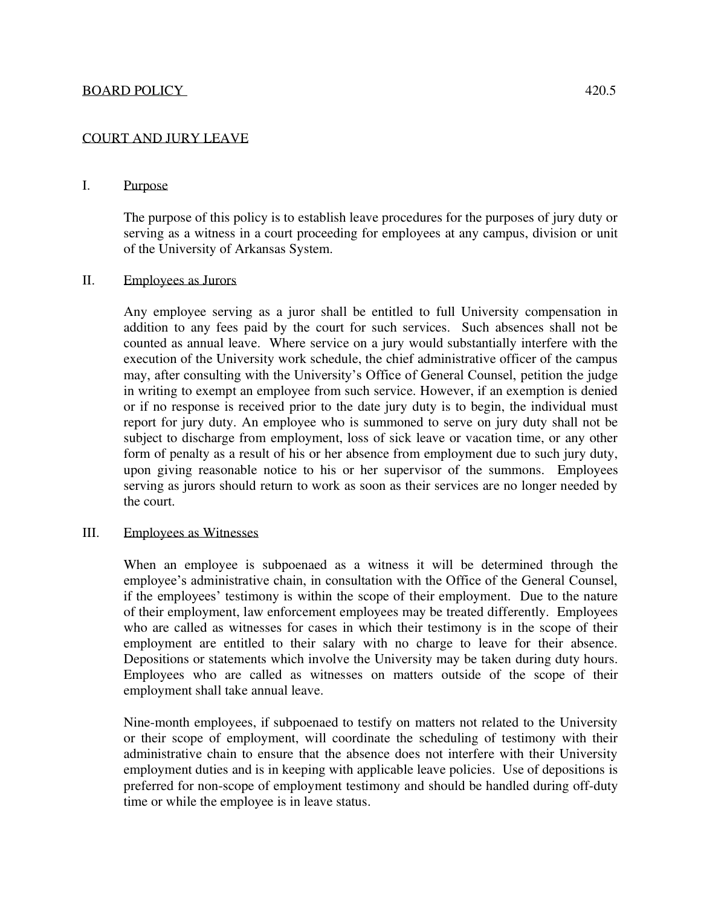BOARD POLICY 420.5

# COURT AND JURY LEAVE

## I. Purpose

The purpose of this policy is to establish leave procedures for the purposes of jury duty or serving as a witness in a court proceeding for employees at any campus, division or unit of the University of Arkansas System.

## II. Employees as Jurors

Any employee serving as a juror shall be entitled to full University compensation in addition to any fees paid by the court for such services. Such absences shall not be counted as annual leave. Where service on a jury would substantially interfere with the execution of the University work schedule, the chief administrative officer of the campus may, after consulting with the University's Office of General Counsel, petition the judge in writing to exempt an employee from such service. However, if an exemption is denied or if no response is received prior to the date jury duty is to begin, the individual must report for jury duty. An employee who is summoned to serve on jury duty shall not be subject to discharge from employment, loss of sick leave or vacation time, or any other form of penalty as a result of his or her absence from employment due to such jury duty, upon giving reasonable notice to his or her supervisor of the summons. Employees serving as jurors should return to work as soon as their services are no longer needed by the court.

## III. Employees as Witnesses

When an employee is subpoenaed as a witness it will be determined through the employee's administrative chain, in consultation with the Office of the General Counsel, if the employees' testimony is within the scope of their employment. Due to the nature of their employment, law enforcement employees may be treated differently. Employees who are called as witnesses for cases in which their testimony is in the scope of their employment are entitled to their salary with no charge to leave for their absence. Depositions or statements which involve the University may be taken during duty hours. Employees who are called as witnesses on matters outside of the scope of their employment shall take annual leave.

Nine-month employees, if subpoenaed to testify on matters not related to the University or their scope of employment, will coordinate the scheduling of testimony with their administrative chain to ensure that the absence does not interfere with their University employment duties and is in keeping with applicable leave policies. Use of depositions is preferred for non-scope of employment testimony and should be handled during off-duty time or while the employee is in leave status.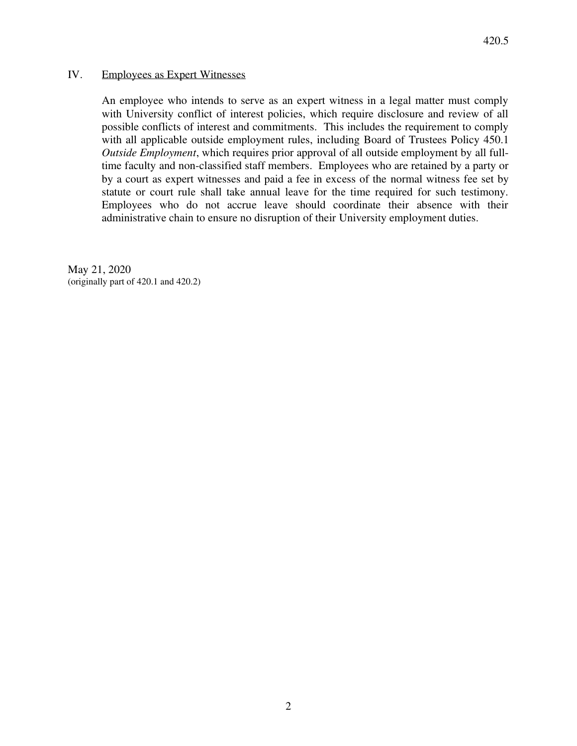## IV. Employees as Expert Witnesses

An employee who intends to serve as an expert witness in a legal matter must comply with University conflict of interest policies, which require disclosure and review of all possible conflicts of interest and commitments. This includes the requirement to comply with all applicable outside employment rules, including Board of Trustees Policy 450.1 *Outside Employment*, which requires prior approval of all outside employment by all full-time faculty and non-classified staff members. Employees who are retained by a party or by a court as expert witnesses and paid a fee in excess of the normal witness fee set by statute or court rule shall take annual leave for the time required for such testimony. Employees who do not accrue leave should coordinate their absence with their administrative chain to ensure no disruption of their University employment duties.

May 21, 2020
(originally part of 420.1 and 420.2)